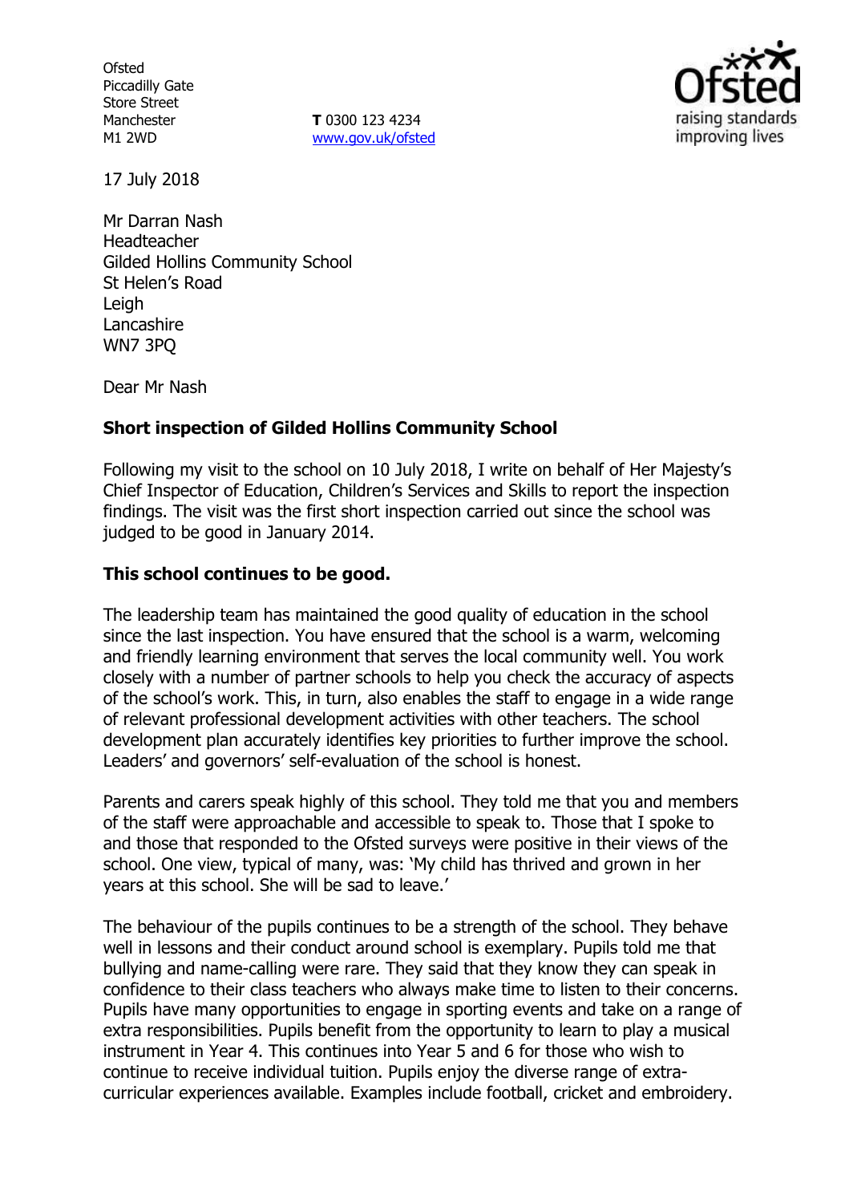Ofsted
Piccadilly Gate
Store Street
Manchester
M1 2WD

**T** 0300 123 4234
www.gov.uk/ofsted

17 July 2018

Mr Darran Nash
Headteacher
Gilded Hollins Community School
St Helen's Road
Leigh
Lancashire
WN7 3PQ

Dear Mr Nash

**Short inspection of Gilded Hollins Community School**

Following my visit to the school on 10 July 2018, I write on behalf of Her Majesty's Chief Inspector of Education, Children's Services and Skills to report the inspection findings. The visit was the first short inspection carried out since the school was judged to be good in January 2014.

**This school continues to be good.**

The leadership team has maintained the good quality of education in the school since the last inspection. You have ensured that the school is a warm, welcoming and friendly learning environment that serves the local community well. You work closely with a number of partner schools to help you check the accuracy of aspects of the school's work. This, in turn, also enables the staff to engage in a wide range of relevant professional development activities with other teachers. The school development plan accurately identifies key priorities to further improve the school. Leaders' and governors' self-evaluation of the school is honest.

Parents and carers speak highly of this school. They told me that you and members of the staff were approachable and accessible to speak to. Those that I spoke to and those that responded to the Ofsted surveys were positive in their views of the school. One view, typical of many, was: 'My child has thrived and grown in her years at this school. She will be sad to leave.'

The behaviour of the pupils continues to be a strength of the school. They behave well in lessons and their conduct around school is exemplary. Pupils told me that bullying and name-calling were rare. They said that they know they can speak in confidence to their class teachers who always make time to listen to their concerns. Pupils have many opportunities to engage in sporting events and take on a range of extra responsibilities. Pupils benefit from the opportunity to learn to play a musical instrument in Year 4. This continues into Year 5 and 6 for those who wish to continue to receive individual tuition. Pupils enjoy the diverse range of extra-curricular experiences available. Examples include football, cricket and embroidery.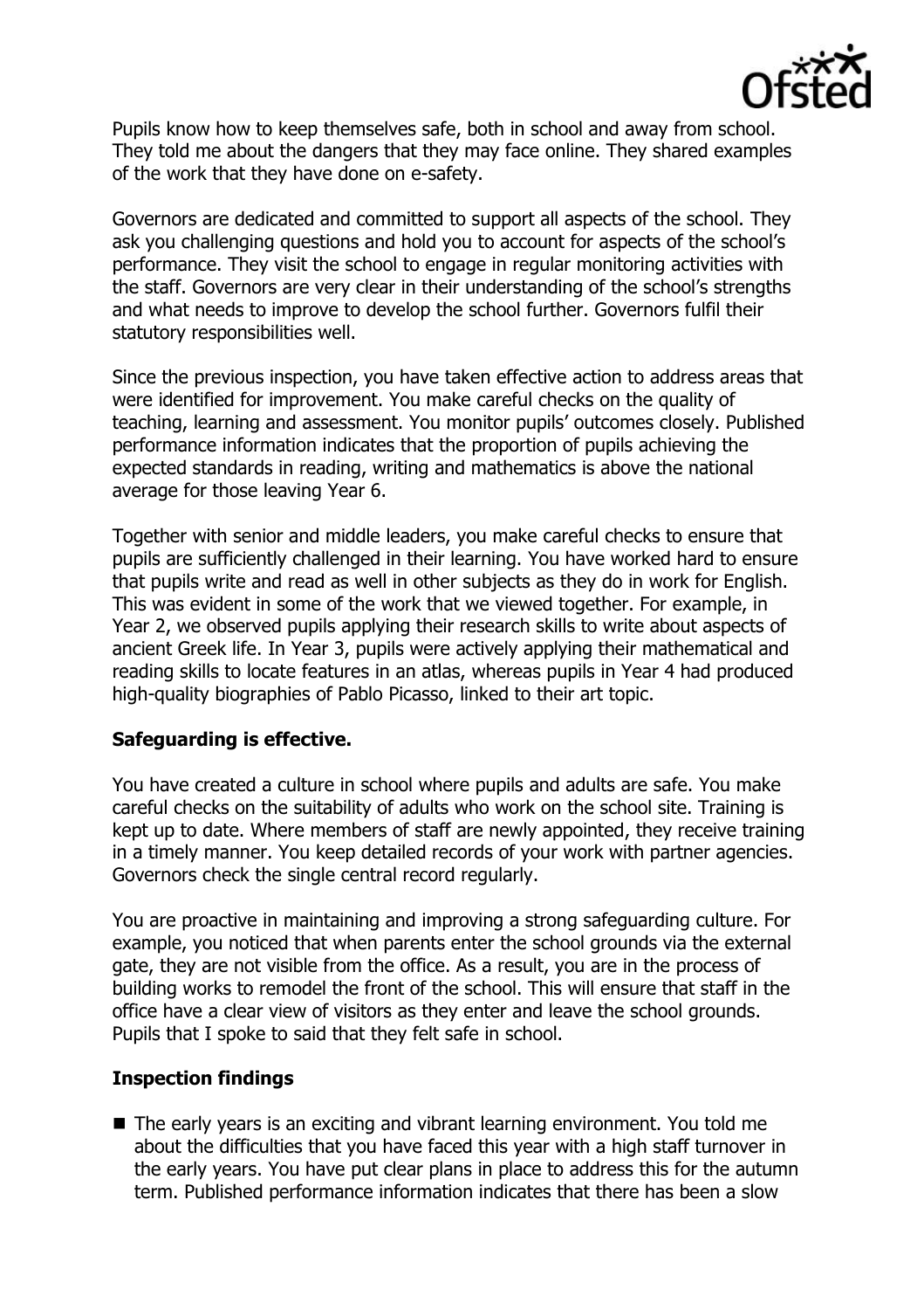Pupils know how to keep themselves safe, both in school and away from school. They told me about the dangers that they may face online. They shared examples of the work that they have done on e-safety.

Governors are dedicated and committed to support all aspects of the school. They ask you challenging questions and hold you to account for aspects of the school's performance. They visit the school to engage in regular monitoring activities with the staff. Governors are very clear in their understanding of the school's strengths and what needs to improve to develop the school further. Governors fulfil their statutory responsibilities well.

Since the previous inspection, you have taken effective action to address areas that were identified for improvement. You make careful checks on the quality of teaching, learning and assessment. You monitor pupils' outcomes closely. Published performance information indicates that the proportion of pupils achieving the expected standards in reading, writing and mathematics is above the national average for those leaving Year 6.

Together with senior and middle leaders, you make careful checks to ensure that pupils are sufficiently challenged in their learning. You have worked hard to ensure that pupils write and read as well in other subjects as they do in work for English. This was evident in some of the work that we viewed together. For example, in Year 2, we observed pupils applying their research skills to write about aspects of ancient Greek life. In Year 3, pupils were actively applying their mathematical and reading skills to locate features in an atlas, whereas pupils in Year 4 had produced high-quality biographies of Pablo Picasso, linked to their art topic.

**Safeguarding is effective.**

You have created a culture in school where pupils and adults are safe. You make careful checks on the suitability of adults who work on the school site. Training is kept up to date. Where members of staff are newly appointed, they receive training in a timely manner. You keep detailed records of your work with partner agencies. Governors check the single central record regularly.

You are proactive in maintaining and improving a strong safeguarding culture. For example, you noticed that when parents enter the school grounds via the external gate, they are not visible from the office. As a result, you are in the process of building works to remodel the front of the school. This will ensure that staff in the office have a clear view of visitors as they enter and leave the school grounds. Pupils that I spoke to said that they felt safe in school.

**Inspection findings**

- The early years is an exciting and vibrant learning environment. You told me about the difficulties that you have faced this year with a high staff turnover in the early years. You have put clear plans in place to address this for the autumn term. Published performance information indicates that there has been a slow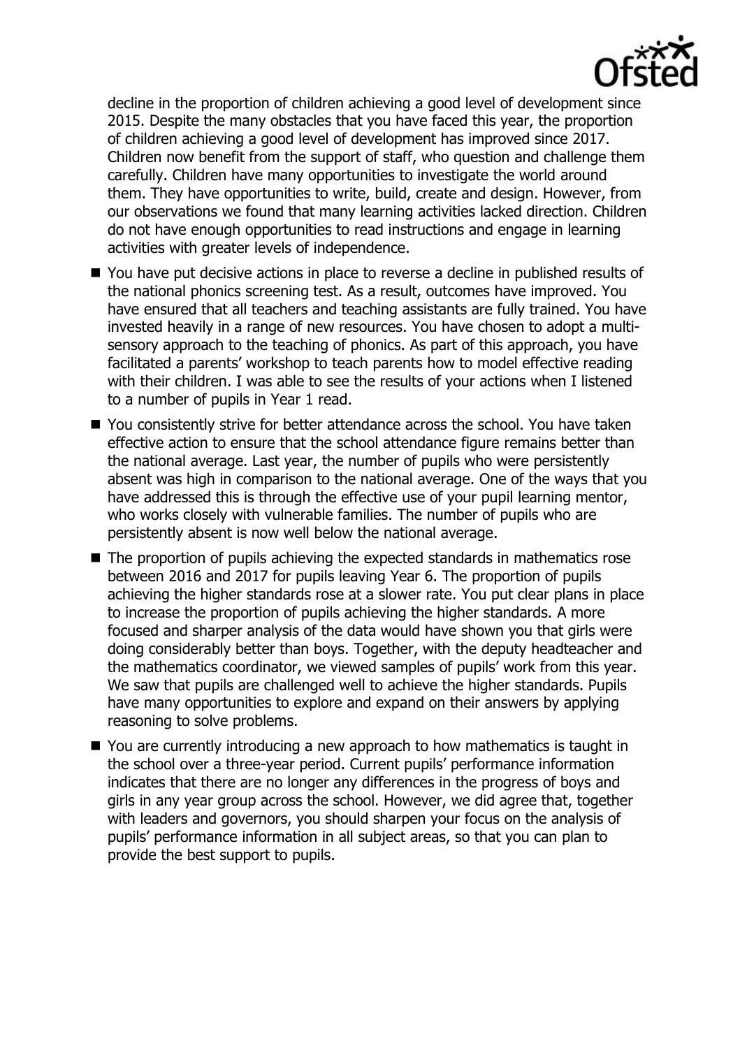decline in the proportion of children achieving a good level of development since 2015. Despite the many obstacles that you have faced this year, the proportion of children achieving a good level of development has improved since 2017. Children now benefit from the support of staff, who question and challenge them carefully. Children have many opportunities to investigate the world around them. They have opportunities to write, build, create and design. However, from our observations we found that many learning activities lacked direction. Children do not have enough opportunities to read instructions and engage in learning activities with greater levels of independence.

- You have put decisive actions in place to reverse a decline in published results of the national phonics screening test. As a result, outcomes have improved. You have ensured that all teachers and teaching assistants are fully trained. You have invested heavily in a range of new resources. You have chosen to adopt a multi-sensory approach to the teaching of phonics. As part of this approach, you have facilitated a parents' workshop to teach parents how to model effective reading with their children. I was able to see the results of your actions when I listened to a number of pupils in Year 1 read.
- You consistently strive for better attendance across the school. You have taken effective action to ensure that the school attendance figure remains better than the national average. Last year, the number of pupils who were persistently absent was high in comparison to the national average. One of the ways that you have addressed this is through the effective use of your pupil learning mentor, who works closely with vulnerable families. The number of pupils who are persistently absent is now well below the national average.
- The proportion of pupils achieving the expected standards in mathematics rose between 2016 and 2017 for pupils leaving Year 6. The proportion of pupils achieving the higher standards rose at a slower rate. You put clear plans in place to increase the proportion of pupils achieving the higher standards. A more focused and sharper analysis of the data would have shown you that girls were doing considerably better than boys. Together, with the deputy headteacher and the mathematics coordinator, we viewed samples of pupils' work from this year. We saw that pupils are challenged well to achieve the higher standards. Pupils have many opportunities to explore and expand on their answers by applying reasoning to solve problems.
- You are currently introducing a new approach to how mathematics is taught in the school over a three-year period. Current pupils' performance information indicates that there are no longer any differences in the progress of boys and girls in any year group across the school. However, we did agree that, together with leaders and governors, you should sharpen your focus on the analysis of pupils' performance information in all subject areas, so that you can plan to provide the best support to pupils.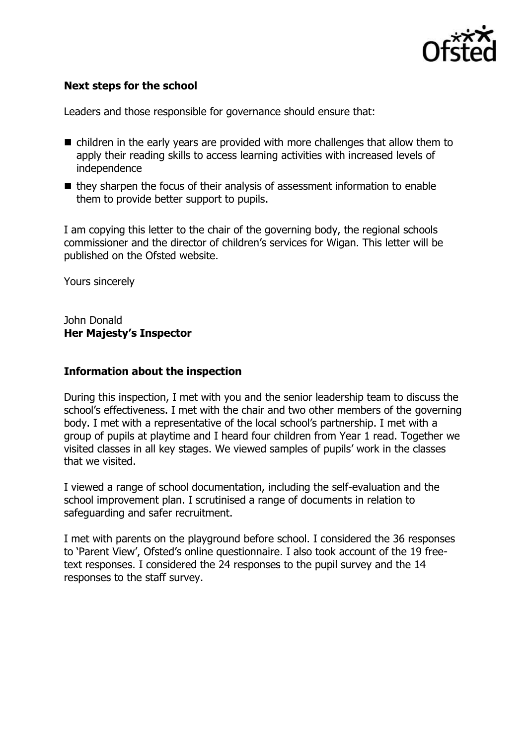**Next steps for the school**

Leaders and those responsible for governance should ensure that:

- children in the early years are provided with more challenges that allow them to apply their reading skills to access learning activities with increased levels of independence
- they sharpen the focus of their analysis of assessment information to enable them to provide better support to pupils.

I am copying this letter to the chair of the governing body, the regional schools commissioner and the director of children's services for Wigan. This letter will be published on the Ofsted website.

Yours sincerely

John Donald
**Her Majesty's Inspector**

**Information about the inspection**

During this inspection, I met with you and the senior leadership team to discuss the school's effectiveness. I met with the chair and two other members of the governing body. I met with a representative of the local school's partnership. I met with a group of pupils at playtime and I heard four children from Year 1 read. Together we visited classes in all key stages. We viewed samples of pupils' work in the classes that we visited.

I viewed a range of school documentation, including the self-evaluation and the school improvement plan. I scrutinised a range of documents in relation to safeguarding and safer recruitment.

I met with parents on the playground before school. I considered the 36 responses to 'Parent View', Ofsted's online questionnaire. I also took account of the 19 free-text responses. I considered the 24 responses to the pupil survey and the 14 responses to the staff survey.